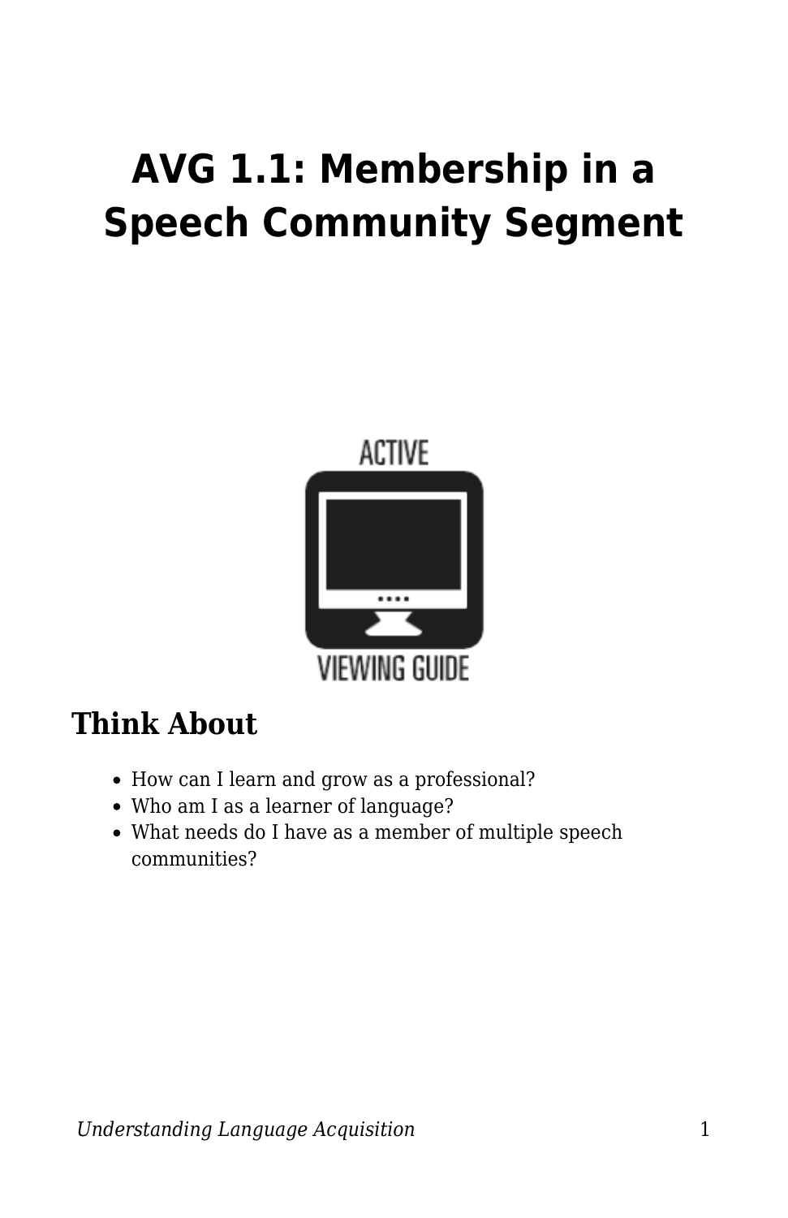# AVG 1.1: Membership in a Speech Community Segment

## Think About

- How can I learn and grow as a professional?
- Who am I as a learner of language?
- What needs do I have as a member of multiple speech communities?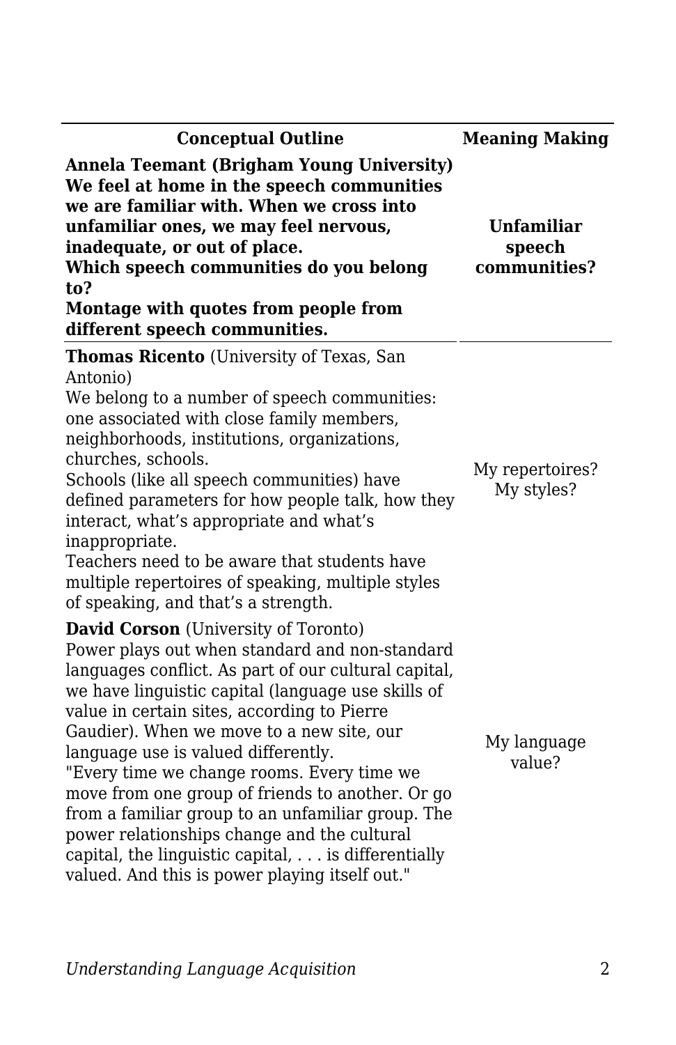| Conceptual Outline | Meaning Making |
| --- | --- |
| **Annela Teemant (Brigham Young University)**<br>**We feel at home in the speech communities we are familiar with. When we cross into unfamiliar ones, we may feel nervous, inadequate, or out of place.**<br>**Which speech communities do you belong to?**<br>**Montage with quotes from people from different speech communities.** | **Unfamiliar speech communities?** |
| **Thomas Ricento** (University of Texas, San Antonio)<br>We belong to a number of speech communities: one associated with close family members, neighborhoods, institutions, organizations, churches, schools.<br>Schools (like all speech communities) have defined parameters for how people talk, how they interact, what's appropriate and what's inappropriate.<br>Teachers need to be aware that students have multiple repertoires of speaking, multiple styles of speaking, and that's a strength. | My repertoires? My styles? |
| **David Corson** (University of Toronto)<br>Power plays out when standard and non-standard languages conflict. As part of our cultural capital, we have linguistic capital (language use skills of value in certain sites, according to Pierre Gaudier). When we move to a new site, our language use is valued differently.<br>"Every time we change rooms. Every time we move from one group of friends to another. Or go from a familiar group to an unfamiliar group. The power relationships change and the cultural capital, the linguistic capital, . . . is differentially valued. And this is power playing itself out." | My language value? |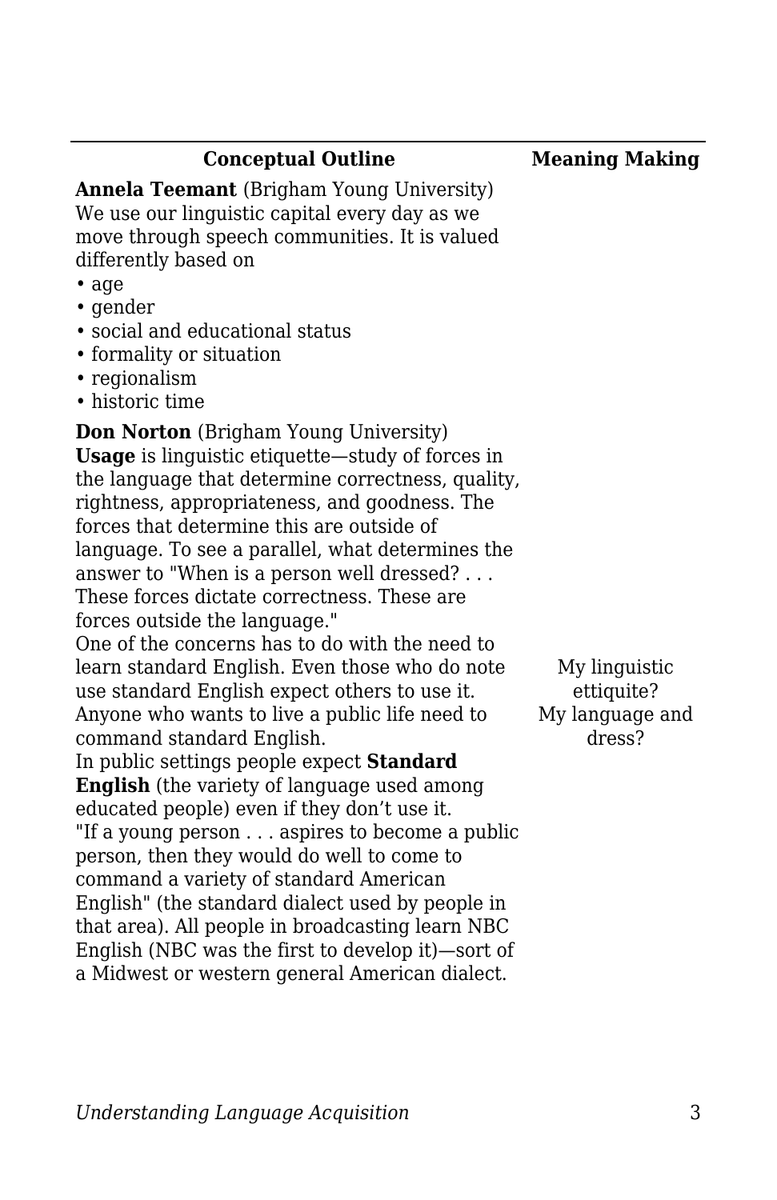| Conceptual Outline | Meaning Making |
|---|---|
| **Annela Teemant** (Brigham Young University)<br>We use our linguistic capital every day as we move through speech communities. It is valued differently based on<br>• age<br>• gender<br>• social and educational status<br>• formality or situation<br>• regionalism<br>• historic time | |
| **Don Norton** (Brigham Young University)<br>**Usage** is linguistic etiquette—study of forces in the language that determine correctness, quality, rightness, appropriateness, and goodness. The forces that determine this are outside of language. To see a parallel, what determines the answer to "When is a person well dressed? . . . These forces dictate correctness. These are forces outside the language."<br>One of the concerns has to do with the need to learn standard English. Even those who do note use standard English expect others to use it. Anyone who wants to live a public life need to command standard English.<br>In public settings people expect **Standard English** (the variety of language used among educated people) even if they don't use it.<br>"If a young person . . . aspires to become a public person, then they would do well to come to command a variety of standard American English" (the standard dialect used by people in that area). All people in broadcasting learn NBC English (NBC was the first to develop it)—sort of a Midwest or western general American dialect. | My linguistic ettiquite?<br>My language and dress? |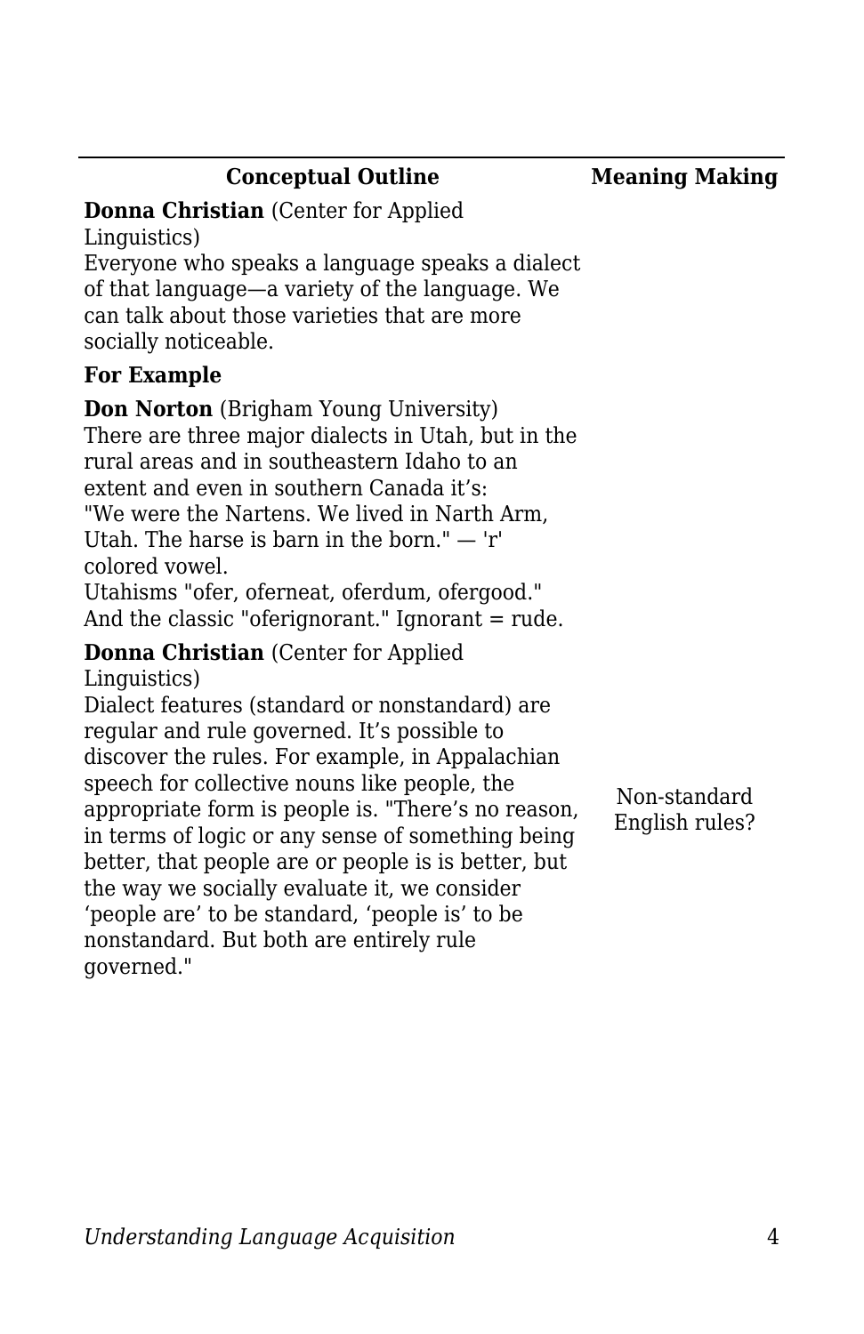| Conceptual Outline | Meaning Making |
| --- | --- |
| **Donna Christian** (Center for Applied Linguistics)<br>Everyone who speaks a language speaks a dialect of that language—a variety of the language. We can talk about those varieties that are more socially noticeable. | |
| **For Example** | |
| **Don Norton** (Brigham Young University)<br>There are three major dialects in Utah, but in the rural areas and in southeastern Idaho to an extent and even in southern Canada it's:<br>"We were the Nartens. We lived in Narth Arm, Utah. The harse is barn in the born." — 'r' colored vowel.<br>Utahisms "ofer, oferneat, oferdum, ofergood." And the classic "oferignorant." Ignorant = rude. | |
| **Donna Christian** (Center for Applied Linguistics)<br>Dialect features (standard or nonstandard) are regular and rule governed. It's possible to discover the rules. For example, in Appalachian speech for collective nouns like people, the appropriate form is people is. "There's no reason, in terms of logic or any sense of something being better, that people are or people is is better, but the way we socially evaluate it, we consider 'people are' to be standard, 'people is' to be nonstandard. But both are entirely rule governed." | Non-standard English rules? |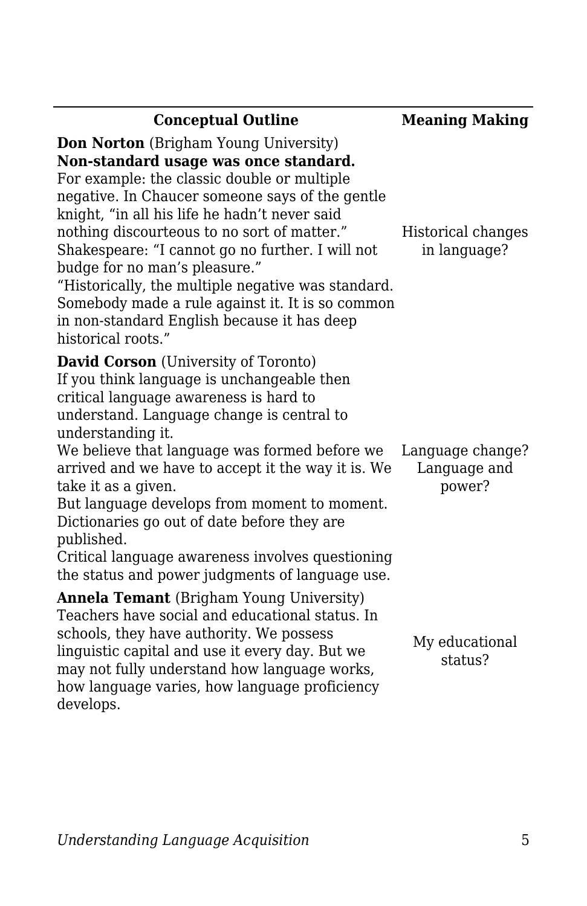| Conceptual Outline | Meaning Making |
|---|---|
| **Don Norton** (Brigham Young University)<br>**Non-standard usage was once standard.**<br>For example: the classic double or multiple negative. In Chaucer someone says of the gentle knight, "in all his life he hadn't never said nothing discourteous to no sort of matter."<br>Shakespeare: "I cannot go no further. I will not budge for no man's pleasure."<br>"Historically, the multiple negative was standard. Somebody made a rule against it. It is so common in non-standard English because it has deep historical roots." | Historical changes in language? |
| **David Corson** (University of Toronto)<br>If you think language is unchangeable then critical language awareness is hard to understand. Language change is central to understanding it.<br>We believe that language was formed before we arrived and we have to accept it the way it is. We take it as a given.<br>But language develops from moment to moment. Dictionaries go out of date before they are published.<br>Critical language awareness involves questioning the status and power judgments of language use. | Language change? Language and power? |
| **Annela Temant** (Brigham Young University)<br>Teachers have social and educational status. In schools, they have authority. We possess linguistic capital and use it every day. But we may not fully understand how language works, how language varies, how language proficiency develops. | My educational status? |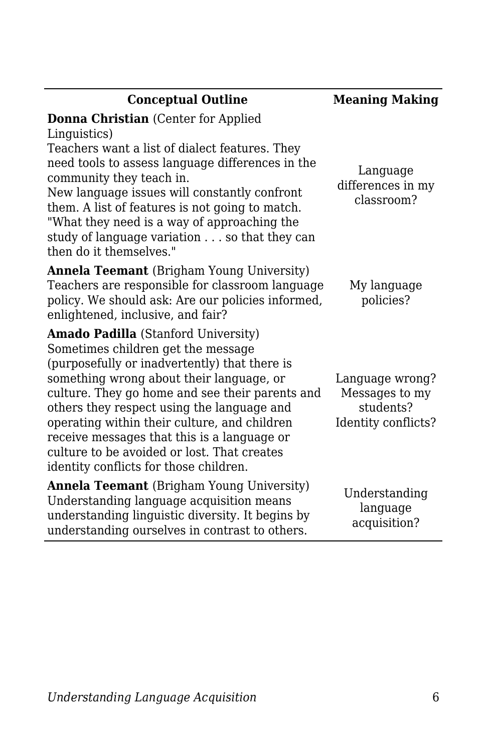| Conceptual Outline | Meaning Making |
|---|---|
| **Donna Christian** (Center for Applied Linguistics)<br>Teachers want a list of dialect features. They need tools to assess language differences in the community they teach in.<br>New language issues will constantly confront them. A list of features is not going to match. "What they need is a way of approaching the study of language variation . . . so that they can then do it themselves." | Language differences in my classroom? |
| **Annela Teemant** (Brigham Young University)<br>Teachers are responsible for classroom language policy. We should ask: Are our policies informed, enlightened, inclusive, and fair? | My language policies? |
| **Amado Padilla** (Stanford University)<br>Sometimes children get the message (purposefully or inadvertently) that there is something wrong about their language, or culture. They go home and see their parents and others they respect using the language and operating within their culture, and children receive messages that this is a language or culture to be avoided or lost. That creates identity conflicts for those children. | Language wrong?<br>Messages to my students?<br>Identity conflicts? |
| **Annela Teemant** (Brigham Young University)<br>Understanding language acquisition means understanding linguistic diversity. It begins by understanding ourselves in contrast to others. | Understanding language acquisition? |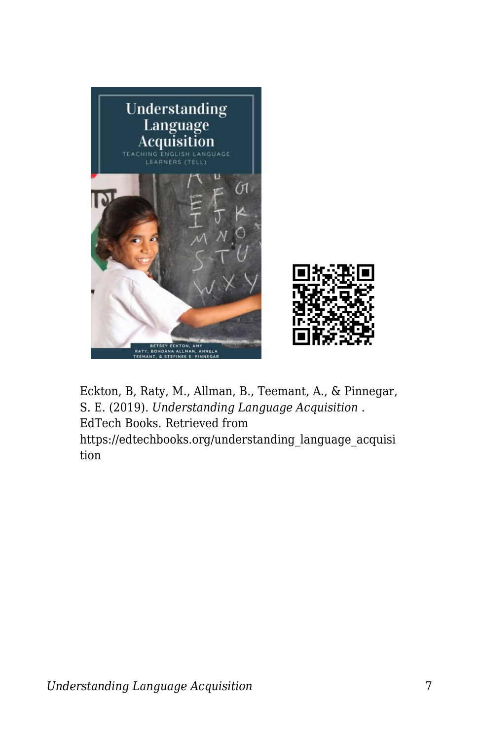Eckton, B, Raty, M., Allman, B., Teemant, A., & Pinnegar, S. E. (2019). *Understanding Language Acquisition* . EdTech Books. Retrieved from https://edtechbooks.org/understanding_language_acquisition